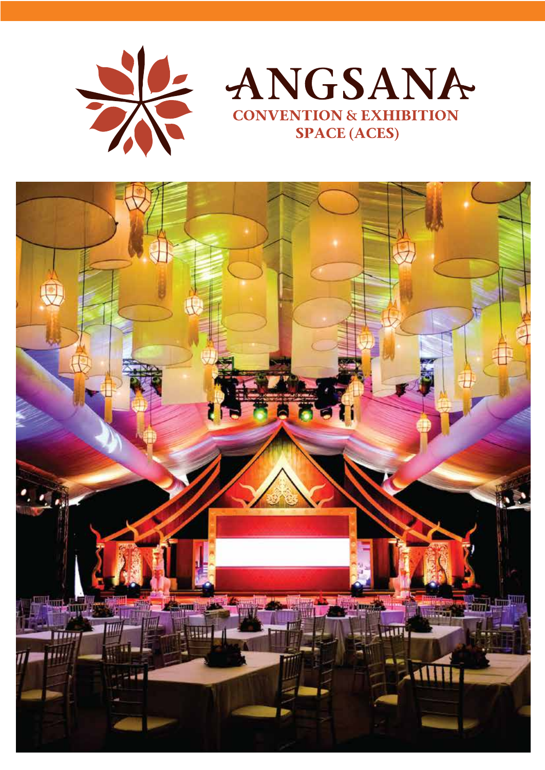# ANGSANA

## CONVENTION & EXHIBITION SPACE (ACES)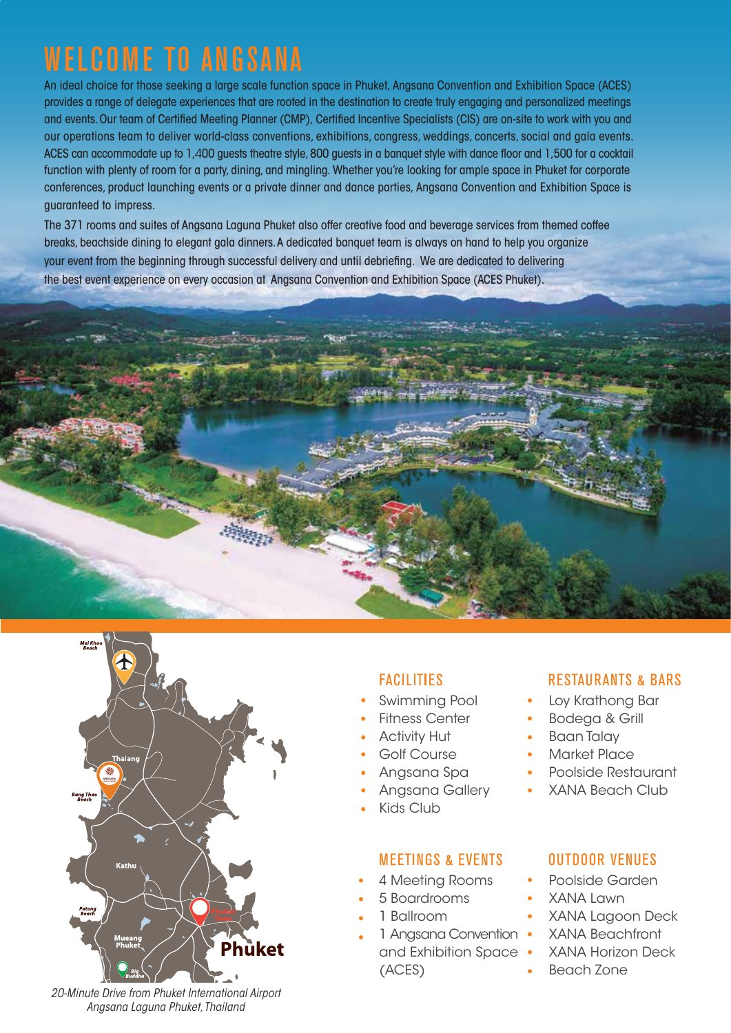# WELCOME TO ANGSANA

An ideal choice for those seeking a large scale function space in Phuket, Angsana Convention and Exhibition Space (ACES) provides a range of delegate experiences that are rooted in the destination to create truly engaging and personalized meetings and events. Our team of Certified Meeting Planner (CMP), Certified Incentive Specialists (CIS) are on-site to work with you and our operations team to deliver world-class conventions, exhibitions, congress, weddings, concerts, social and gala events. ACES can accommodate up to 1,400 guests theatre style, 800 guests in a banquet style with dance floor and 1,500 for a cocktail function with plenty of room for a party, dining, and mingling. Whether you're looking for ample space in Phuket for corporate conferences, product launching events or a private dinner and dance parties, Angsana Convention and Exhibition Space is guaranteed to impress.

The 371 rooms and suites of Angsana Laguna Phuket also offer creative food and beverage services from themed coffee breaks, beachside dining to elegant gala dinners. A dedicated banquet team is always on hand to help you organize your event from the beginning through successful delivery and until debriefing. We are dedicated to delivering the best event experience on every occasion at Angsana Convention and Exhibition Space (ACES Phuket).

Mai Khao Beach

Thalang

Bang Thao Beach

Kathu

Patong Beach

Phuket Town

Mueang Phuket

Big Buddha

Phuket

*20-Minute Drive from Phuket International Airport*
*Angsana Laguna Phuket, Thailand*

## FACILITIES

- Swimming Pool
- Fitness Center
- Activity Hut
- Golf Course
- Angsana Spa
- Angsana Gallery
- Kids Club

## RESTAURANTS & BARS

- Loy Krathong Bar
- Bodega & Grill
- Baan Talay
- Market Place
- Poolside Restaurant
- XANA Beach Club

## MEETINGS & EVENTS

- 4 Meeting Rooms
- 5 Boardrooms
- 1 Ballroom
- 1 Angsana Convention and Exhibition Space (ACES)

## OUTDOOR VENUES

- Poolside Garden
- XANA Lawn
- XANA Lagoon Deck
- XANA Beachfront
- XANA Horizon Deck
- Beach Zone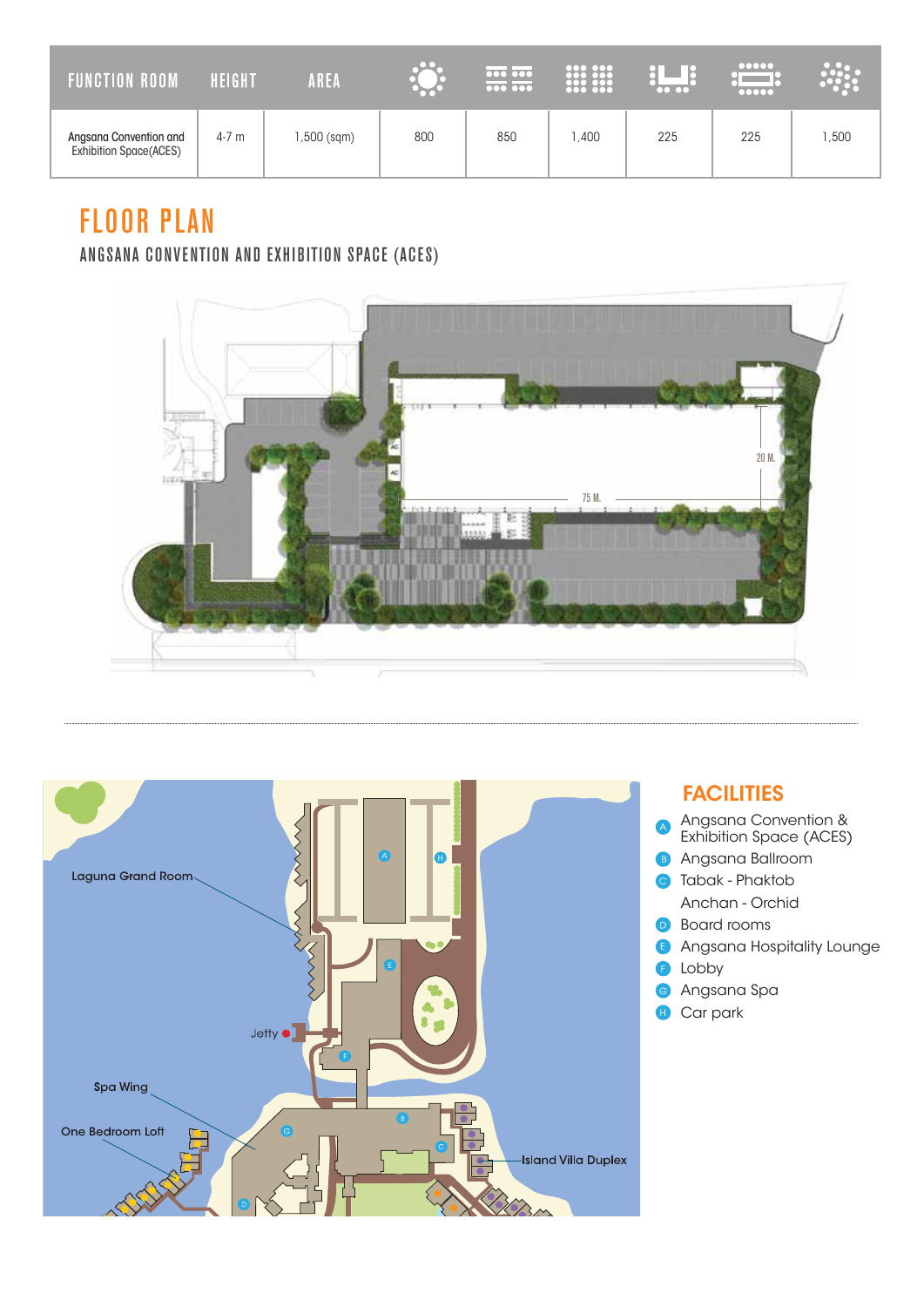| FUNCTION ROOM | HEIGHT | AREA | | | | | | |
|---|---|---|---|---|---|---|---|---|
| Angsana Convention and Exhibition Space(ACES) | 4-7 m | 1,500 (sqm) | 800 | 850 | 1,400 | 225 | 225 | 1,500 |

# FLOOR PLAN

## ANGSANA CONVENTION AND EXHIBITION SPACE (ACES)

20 M.

75 M.

Laguna Grand Room

Jetty

Spa Wing

One Bedroom Loft

Island Villa Duplex

## FACILITIES

- A Angsana Convention & Exhibition Space (ACES)
- B Angsana Ballroom
- C Tabak - Phaktob
  Anchan - Orchid
- D Board rooms
- E Angsana Hospitality Lounge
- F Lobby
- G Angsana Spa
- H Car park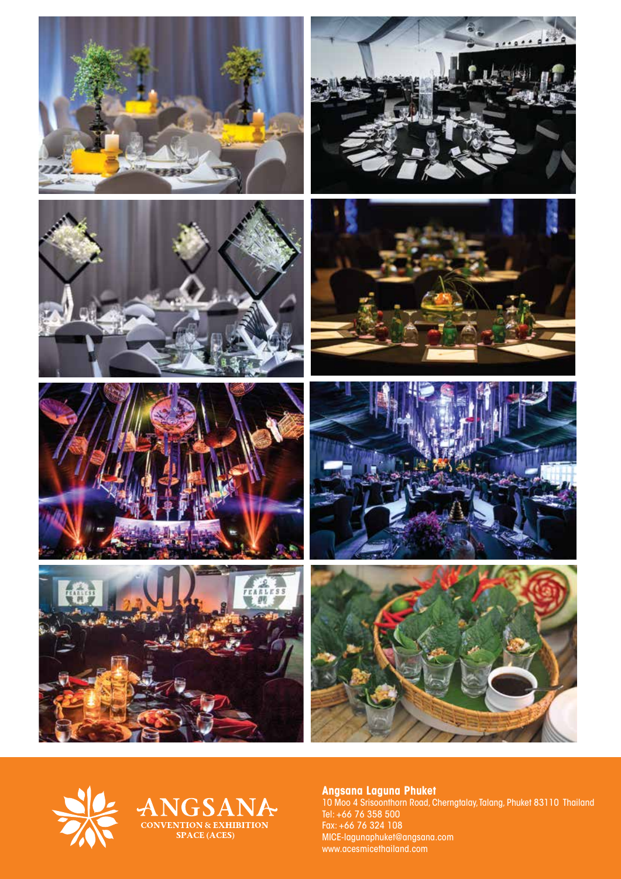ANGSANA
CONVENTION & EXHIBITION SPACE (ACES)

**Angsana Laguna Phuket**
10 Moo 4 Srisoonthorn Road, Cherngtalay, Talang, Phuket 83110 Thailand
Tel: +66 76 358 500
Fax: +66 76 324 108
MICE-lagunaphuket@angsana.com
www.acesmicethailand.com